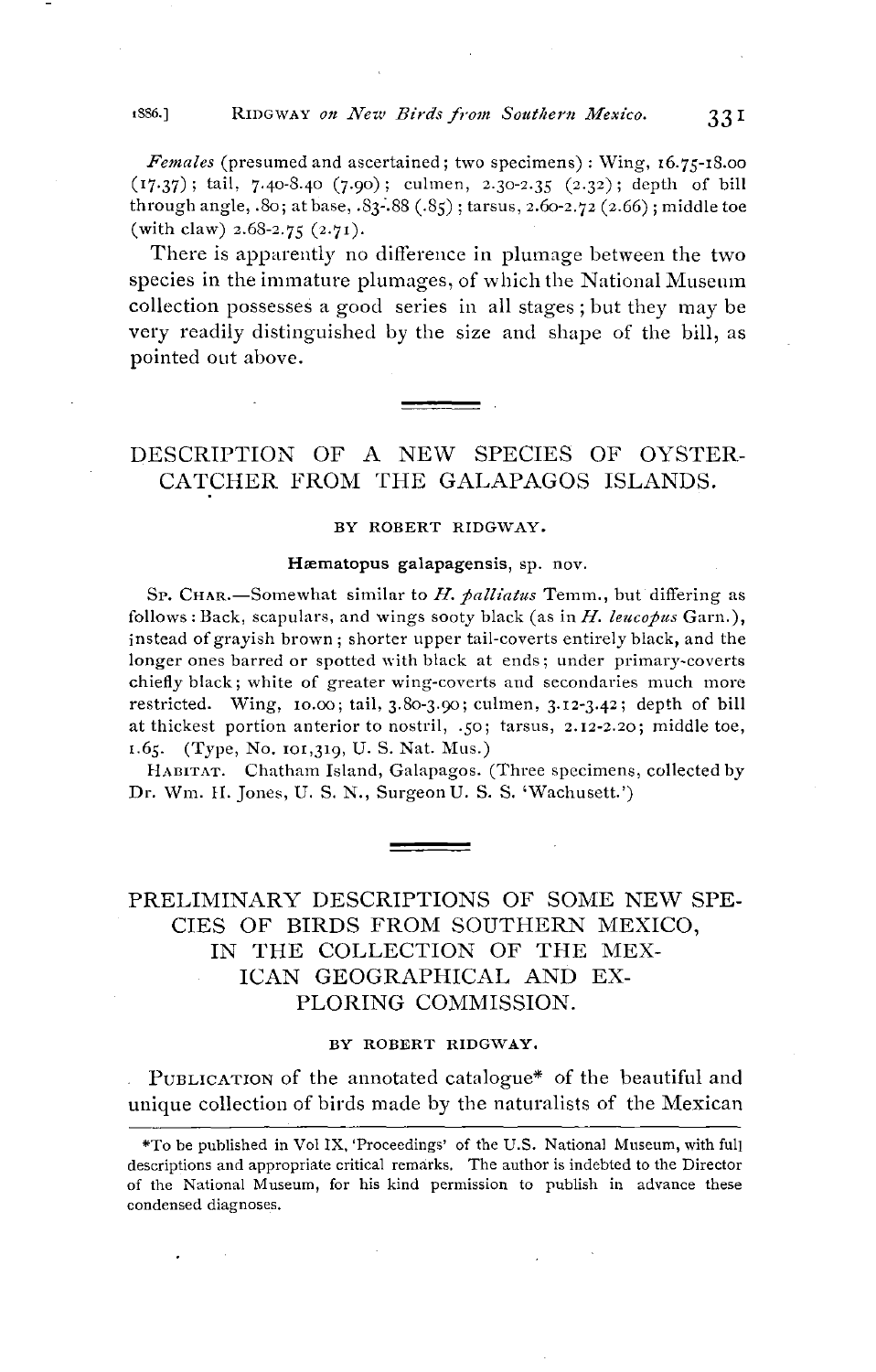*Females* (presumed and ascertained; two specimens): Wing, 16.75-18.00 (17.37); tail, 7.40-8.40 (7.90); culmen, 2.30-2.35 (2.32); depth of bill through angle, .80; at base, .83-.88 (.85); tarsus, 2.60-2.72 (2.66); middle toe (with claw) 2.68-2.75 (2.71).

There is apparently no difference in plumage between the two species in the immature plumages, of which the National Museum collection possesses a good series in all stages; but they may be very readily distinguished by the size and shape of the bill, as pointed out above.

---

## DESCRIPTION OF A NEW SPECIES OF OYSTER-CATCHER FROM THE GALAPAGOS ISLANDS.

BY ROBERT RIDGWAY.

**Hæmatopus galapagensis**, sp. nov.

SP. CHAR.—Somewhat similar to *H. palliatus* Temm., but differing as follows: Back, scapulars, and wings sooty black (as in *H. leucopus* Garn.), instead of grayish brown; shorter upper tail-coverts entirely black, and the longer ones barred or spotted with black at ends; under primary-coverts chiefly black; white of greater wing-coverts and secondaries much more restricted. Wing, 10.00; tail, 3.80-3.90; culmen, 3.12-3.42; depth of bill at thickest portion anterior to nostril, .50; tarsus, 2.12-2.20; middle toe, 1.65. (Type, No. 101,319, U. S. Nat. Mus.)

HABITAT. Chatham Island, Galapagos. (Three specimens, collected by Dr. Wm. H. Jones, U. S. N., Surgeon U. S. S. 'Wachusett.')

---

## PRELIMINARY DESCRIPTIONS OF SOME NEW SPECIES OF BIRDS FROM SOUTHERN MEXICO, IN THE COLLECTION OF THE MEXICAN GEOGRAPHICAL AND EXPLORING COMMISSION.

BY ROBERT RIDGWAY.

PUBLICATION of the annotated catalogue* of the beautiful and unique collection of birds made by the naturalists of the Mexican

*To be published in Vol IX, 'Proceedings' of the U.S. National Museum, with full descriptions and appropriate critical remarks. The author is indebted to the Director of the National Museum, for his kind permission to publish in advance these condensed diagnoses.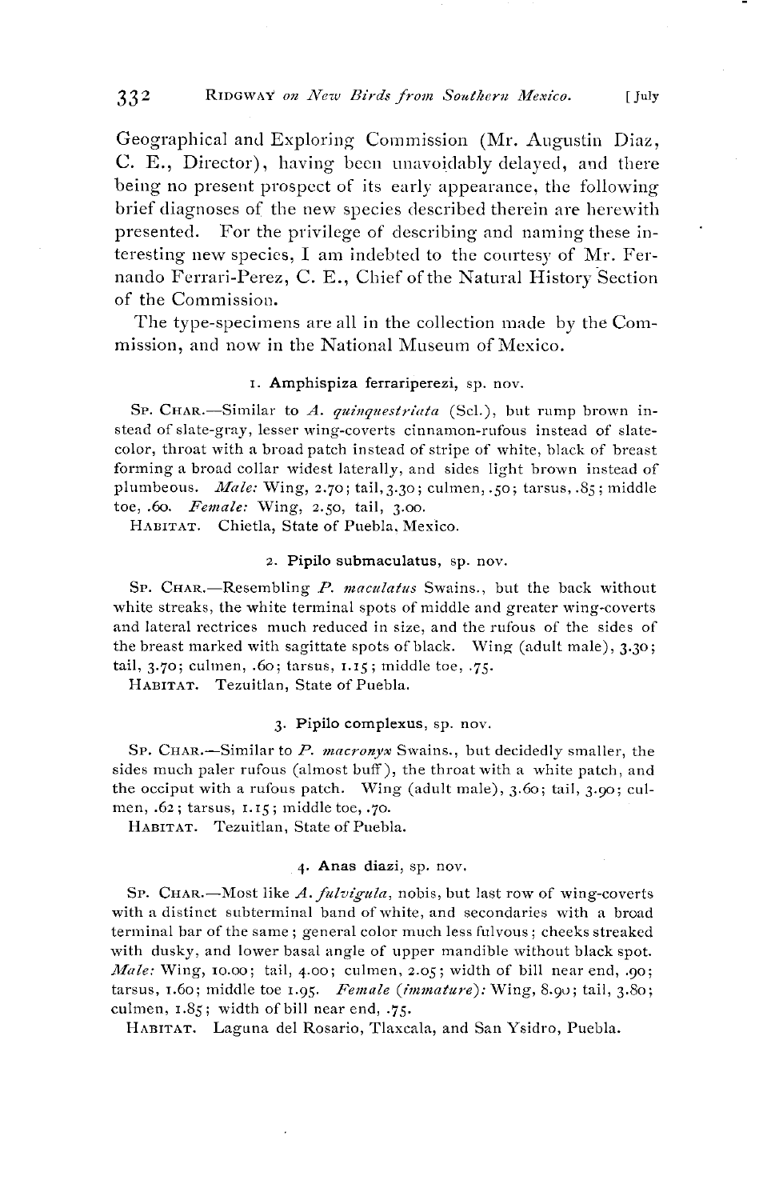Geographical and Exploring Commission (Mr. Augustin Diaz, C. E., Director), having been unavoidably delayed, and there being no present prospect of its early appearance, the following brief diagnoses of the new species described therein are herewith presented. For the privilege of describing and naming these interesting new species, I am indebted to the courtesy of Mr. Fernando Ferrari-Perez, C. E., Chief of the Natural History Section of the Commission.

The type-specimens are all in the collection made by the Commission, and now in the National Museum of Mexico.

### 1. **Amphispiza ferrariperezi**, sp. nov.

SP. CHAR.—Similar to *A. quinquestriata* (Scl.), but rump brown instead of slate-gray, lesser wing-coverts cinnamon-rufous instead of slate-color, throat with a broad patch instead of stripe of white, black of breast forming a broad collar widest laterally, and sides light brown instead of plumbeous. *Male:* Wing, 2.70; tail, 3.30; culmen, .50; tarsus, .85; middle toe, .60. *Female:* Wing, 2.50, tail, 3.00.

HABITAT. Chietla, State of Puebla, Mexico.

### 2. **Pipilo submaculatus**, sp. nov.

SP. CHAR.—Resembling *P. maculatus* Swains., but the back without white streaks, the white terminal spots of middle and greater wing-coverts and lateral rectrices much reduced in size, and the rufous of the sides of the breast marked with sagittate spots of black. Wing (adult male), 3.30; tail, 3.70; culmen, .60; tarsus, 1.15; middle toe, .75.

HABITAT. Tezuitlan, State of Puebla.

### 3. **Pipilo complexus**, sp. nov.

SP. CHAR.—Similar to *P. macronyx* Swains., but decidedly smaller, the sides much paler rufous (almost buff), the throat with a white patch, and the occiput with a rufous patch. Wing (adult male), 3.60; tail, 3.90; culmen, .62; tarsus, 1.15; middle toe, .70.

HABITAT. Tezuitlan, State of Puebla.

### 4. **Anas diazi**, sp. nov.

SP. CHAR.—Most like *A. fulvigula*, nobis, but last row of wing-coverts with a distinct subterminal band of white, and secondaries with a broad terminal bar of the same; general color much less fulvous; cheeks streaked with dusky, and lower basal angle of upper mandible without black spot. *Male:* Wing, 10.00; tail, 4.00; culmen, 2.05; width of bill near end, .90; tarsus, 1.60; middle toe 1.95. *Female (immature):* Wing, 8.90; tail, 3.80; culmen, 1.85; width of bill near end, .75.

HABITAT. Laguna del Rosario, Tlaxcala, and San Ysidro, Puebla.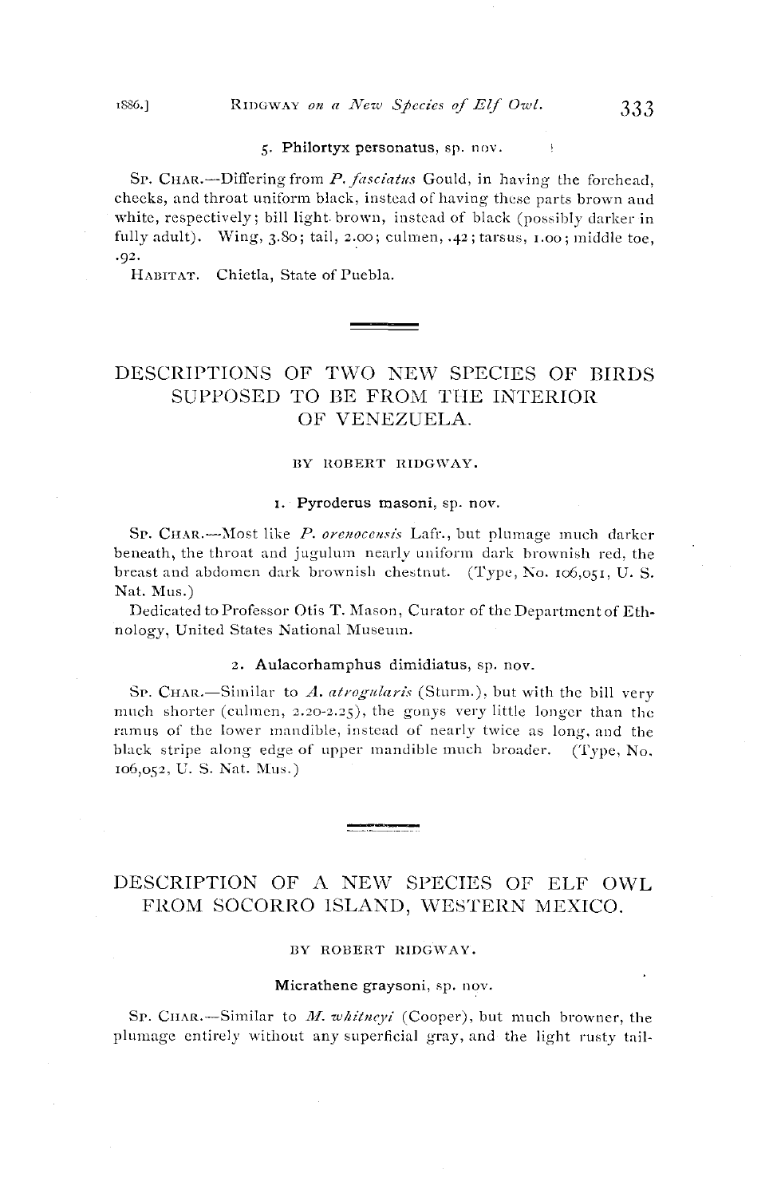5. **Philortyx personatus**, sp. nov.

Sp. Char.—Differing from *P. fasciatus* Gould, in having the forehead, cheeks, and throat uniform black, instead of having these parts brown and white, respectively; bill light brown, instead of black (possibly darker in fully adult). Wing, 3.80; tail, 2.00; culmen, .42; tarsus, 1.00; middle toe, .92.

Habitat. Chietla, State of Puebla.

## DESCRIPTIONS OF TWO NEW SPECIES OF BIRDS SUPPOSED TO BE FROM THE INTERIOR OF VENEZUELA.

BY ROBERT RIDGWAY.

1. **Pyroderus masoni**, sp. nov.

Sp. Char.—Most like *P. orenocensis* Lafr., but plumage much darker beneath, the throat and jugulum nearly uniform dark brownish red, the breast and abdomen dark brownish chestnut. (Type, No. 106,051, U. S. Nat. Mus.)

Dedicated to Professor Otis T. Mason, Curator of the Department of Ethnology, United States National Museum.

2. **Aulacorhamphus dimidiatus**, sp. nov.

Sp. Char.—Similar to *A. atrogularis* (Sturm.), but with the bill very much shorter (culmen, 2.20-2.25), the gonys very little longer than the ramus of the lower mandible, instead of nearly twice as long, and the black stripe along edge of upper mandible much broader. (Type, No. 106,052, U. S. Nat. Mus.)

## DESCRIPTION OF A NEW SPECIES OF ELF OWL FROM SOCORRO ISLAND, WESTERN MEXICO.

BY ROBERT RIDGWAY.

**Micrathene graysoni**, sp. nov.

Sp. Char.—Similar to *M. whitneyi* (Cooper), but much browner, the plumage entirely without any superficial gray, and the light rusty tail-